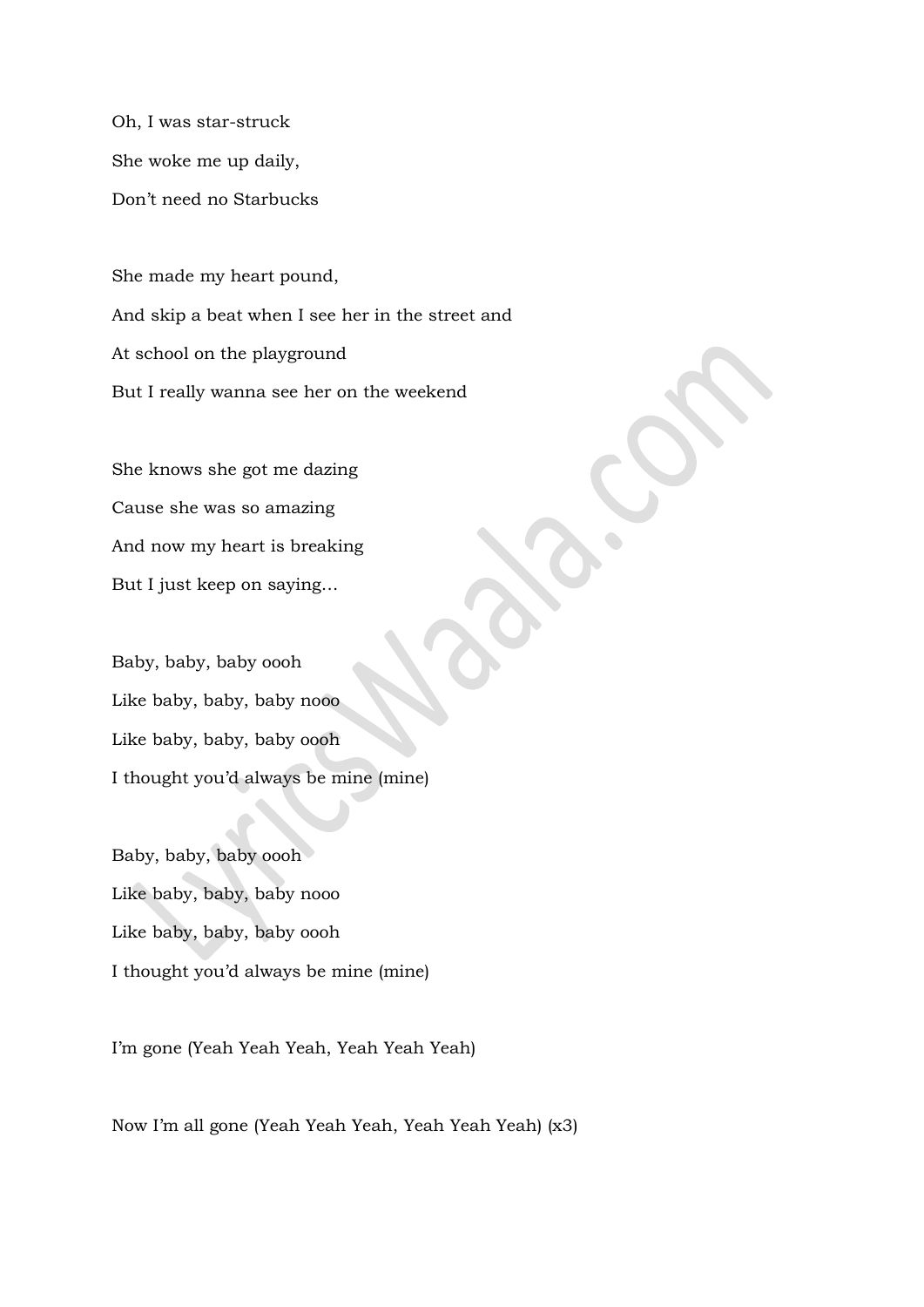Oh, I was star-struck

She woke me up daily,

Don't need no Starbucks

She made my heart pound,

And skip a beat when I see her in the street and

At school on the playground

But I really wanna see her on the weekend

She knows she got me dazing

Cause she was so amazing

And now my heart is breaking

But I just keep on saying…

Baby, baby, baby oooh

Like baby, baby, baby nooo

Like baby, baby, baby oooh

I thought you'd always be mine (mine)

Baby, baby, baby oooh

Like baby, baby, baby nooo

Like baby, baby, baby oooh

I thought you'd always be mine (mine)

I'm gone (Yeah Yeah Yeah, Yeah Yeah Yeah)

Now I'm all gone (Yeah Yeah Yeah, Yeah Yeah Yeah) (x3)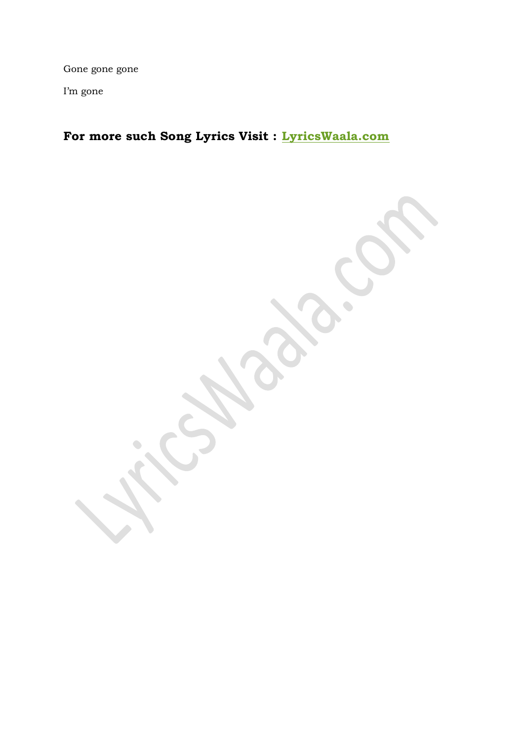Gone gone gone

I'm gone

**For more such Song Lyrics Visit : LyricsWaala.com**